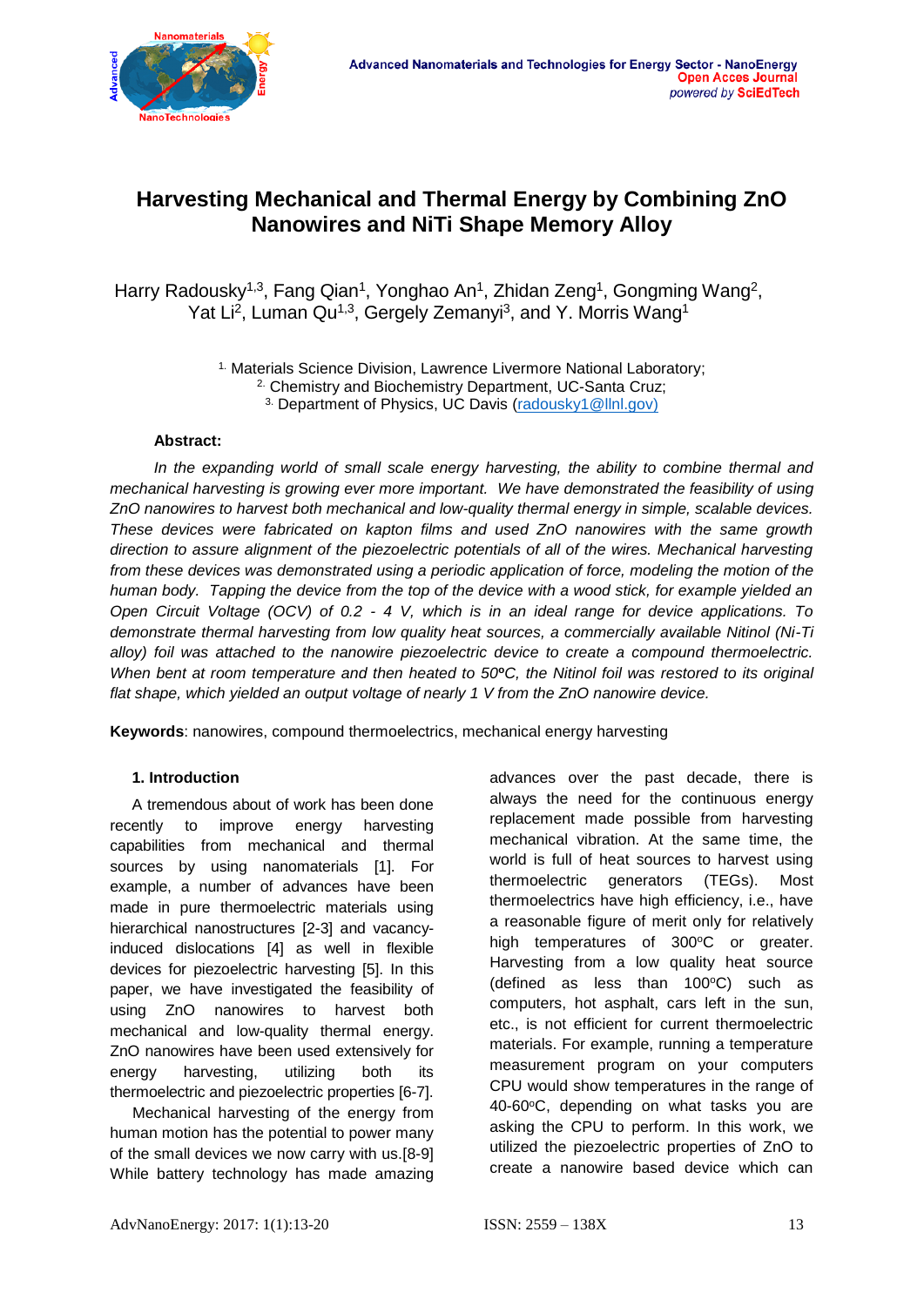# Harvesting Mechanical and Thermal Energy by Combining ZnO Nanowires and NiTi Shape Memory Alloy

Harry Radousky[1,3], Fang Qian[1], Yonghao An[1], Zhidan Zeng[1], Gongming Wang[2], Yat Li[2], Luman Qu[1,3], Gergely Zemanyi[3], and Y. Morris Wang[1]

[1] Materials Science Division, Lawrence Livermore National Laboratory;
[2] Chemistry and Biochemistry Department, UC-Santa Cruz;
[3] Department of Physics, UC Davis (radousky1@llnl.gov)

**Abstract:**

*In the expanding world of small scale energy harvesting, the ability to combine thermal and mechanical harvesting is growing ever more important. We have demonstrated the feasibility of using ZnO nanowires to harvest both mechanical and low-quality thermal energy in simple, scalable devices. These devices were fabricated on kapton films and used ZnO nanowires with the same growth direction to assure alignment of the piezoelectric potentials of all of the wires. Mechanical harvesting from these devices was demonstrated using a periodic application of force, modeling the motion of the human body. Tapping the device from the top of the device with a wood stick, for example yielded an Open Circuit Voltage (OCV) of 0.2 - 4 V, which is in an ideal range for device applications. To demonstrate thermal harvesting from low quality heat sources, a commercially available Nitinol (Ni-Ti alloy) foil was attached to the nanowire piezoelectric device to create a compound thermoelectric. When bent at room temperature and then heated to 50ºC, the Nitinol foil was restored to its original flat shape, which yielded an output voltage of nearly 1 V from the ZnO nanowire device.*

**Keywords**: nanowires, compound thermoelectrics, mechanical energy harvesting

## 1. Introduction

A tremendous about of work has been done recently to improve energy harvesting capabilities from mechanical and thermal sources by using nanomaterials [1]. For example, a number of advances have been made in pure thermoelectric materials using hierarchical nanostructures [2-3] and vacancy-induced dislocations [4] as well in flexible devices for piezoelectric harvesting [5]. In this paper, we have investigated the feasibility of using ZnO nanowires to harvest both mechanical and low-quality thermal energy. ZnO nanowires have been used extensively for energy harvesting, utilizing both its thermoelectric and piezoelectric properties [6-7].

Mechanical harvesting of the energy from human motion has the potential to power many of the small devices we now carry with us.[8-9] While battery technology has made amazing advances over the past decade, there is always the need for the continuous energy replacement made possible from harvesting mechanical vibration. At the same time, the world is full of heat sources to harvest using thermoelectric generators (TEGs). Most thermoelectrics have high efficiency, i.e., have a reasonable figure of merit only for relatively high temperatures of 300$^{o}$C or greater. Harvesting from a low quality heat source (defined as less than 100$^{o}$C) such as computers, hot asphalt, cars left in the sun, etc., is not efficient for current thermoelectric materials. For example, running a temperature measurement program on your computers CPU would show temperatures in the range of 40-60$^{o}$C, depending on what tasks you are asking the CPU to perform. In this work, we utilized the piezoelectric properties of ZnO to create a nanowire based device which can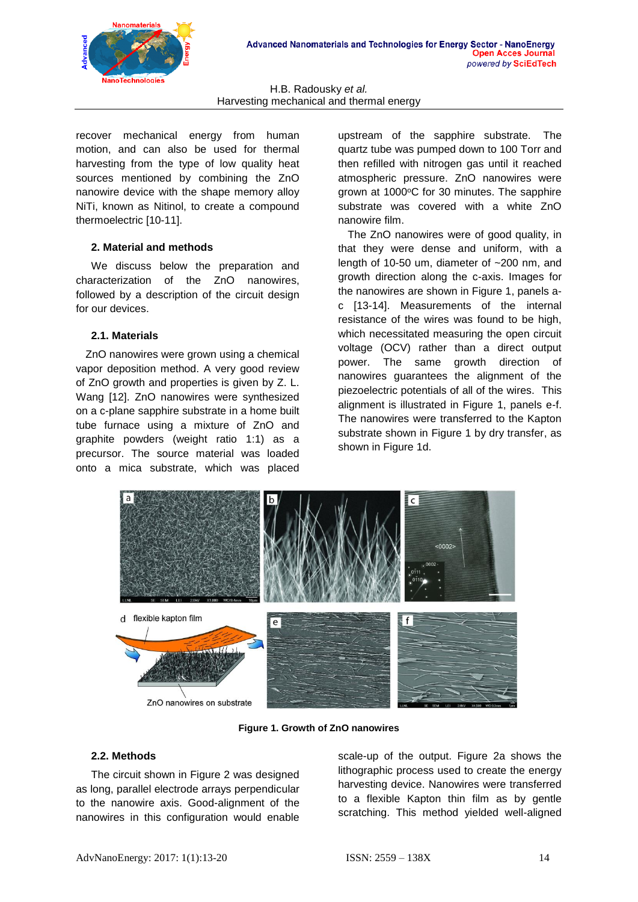recover mechanical energy from human motion, and can also be used for thermal harvesting from the type of low quality heat sources mentioned by combining the ZnO nanowire device with the shape memory alloy NiTi, known as Nitinol, to create a compound thermoelectric [10-11].

## 2. Material and methods

We discuss below the preparation and characterization of the ZnO nanowires, followed by a description of the circuit design for our devices.

### 2.1. Materials

ZnO nanowires were grown using a chemical vapor deposition method. A very good review of ZnO growth and properties is given by Z. L. Wang [12]. ZnO nanowires were synthesized on a c-plane sapphire substrate in a home built tube furnace using a mixture of ZnO and graphite powders (weight ratio 1:1) as a precursor. The source material was loaded onto a mica substrate, which was placed upstream of the sapphire substrate. The quartz tube was pumped down to 100 Torr and then refilled with nitrogen gas until it reached atmospheric pressure. ZnO nanowires were grown at 1000°C for 30 minutes. The sapphire substrate was covered with a white ZnO nanowire film.

The ZnO nanowires were of good quality, in that they were dense and uniform, with a length of 10-50 um, diameter of ~200 nm, and growth direction along the c-axis. Images for the nanowires are shown in Figure 1, panels a-c [13-14]. Measurements of the internal resistance of the wires was found to be high, which necessitated measuring the open circuit voltage (OCV) rather than a direct output power. The same growth direction of nanowires guarantees the alignment of the piezoelectric potentials of all of the wires. This alignment is illustrated in Figure 1, panels e-f. The nanowires were transferred to the Kapton substrate shown in Figure 1 by dry transfer, as shown in Figure 1d.

**Figure 1. Growth of ZnO nanowires**

### 2.2. Methods

The circuit shown in Figure 2 was designed as long, parallel electrode arrays perpendicular to the nanowire axis. Good-alignment of the nanowires in this configuration would enable scale-up of the output. Figure 2a shows the lithographic process used to create the energy harvesting device. Nanowires were transferred to a flexible Kapton thin film as by gentle scratching. This method yielded well-aligned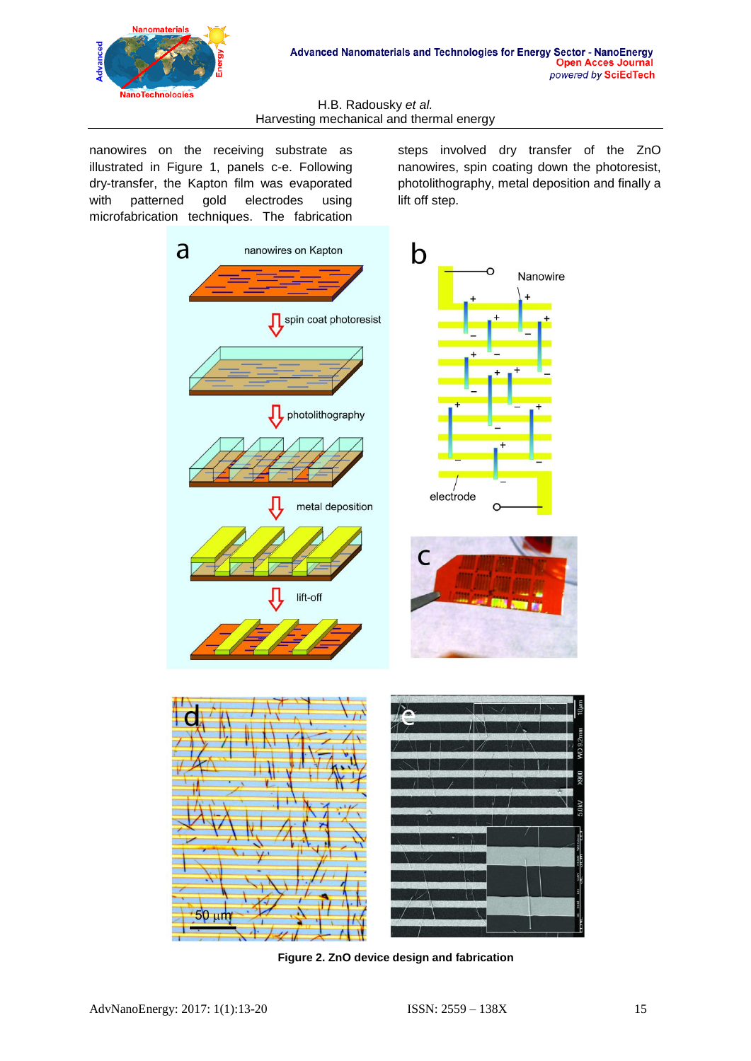nanowires on the receiving substrate as illustrated in Figure 1, panels c-e. Following dry-transfer, the Kapton film was evaporated with patterned gold electrodes using microfabrication techniques. The fabrication steps involved dry transfer of the ZnO nanowires, spin coating down the photoresist, photolithography, metal deposition and finally a lift off step.

**Figure 2. ZnO device design and fabrication**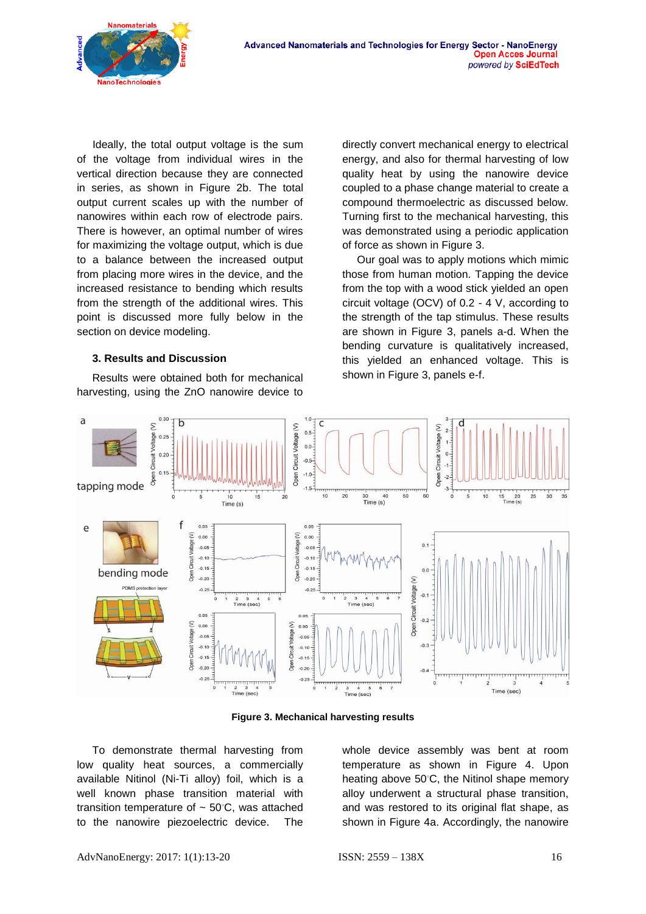Ideally, the total output voltage is the sum of the voltage from individual wires in the vertical direction because they are connected in series, as shown in Figure 2b. The total output current scales up with the number of nanowires within each row of electrode pairs. There is however, an optimal number of wires for maximizing the voltage output, which is due to a balance between the increased output from placing more wires in the device, and the increased resistance to bending which results from the strength of the additional wires. This point is discussed more fully below in the section on device modeling.

### 3. Results and Discussion

Results were obtained both for mechanical harvesting, using the ZnO nanowire device to directly convert mechanical energy to electrical energy, and also for thermal harvesting of low quality heat by using the nanowire device coupled to a phase change material to create a compound thermoelectric as discussed below. Turning first to the mechanical harvesting, this was demonstrated using a periodic application of force as shown in Figure 3.

Our goal was to apply motions which mimic those from human motion. Tapping the device from the top with a wood stick yielded an open circuit voltage (OCV) of 0.2 - 4 V, according to the strength of the tap stimulus. These results are shown in Figure 3, panels a-d. When the bending curvature is qualitatively increased, this yielded an enhanced voltage. This is shown in Figure 3, panels e-f.

**Figure 3. Mechanical harvesting results**

To demonstrate thermal harvesting from low quality heat sources, a commercially available Nitinol (Ni-Ti alloy) foil, which is a well known phase transition material with transition temperature of ~ 50°C, was attached to the nanowire piezoelectric device. The whole device assembly was bent at room temperature as shown in Figure 4. Upon heating above 50°C, the Nitinol shape memory alloy underwent a structural phase transition, and was restored to its original flat shape, as shown in Figure 4a. Accordingly, the nanowire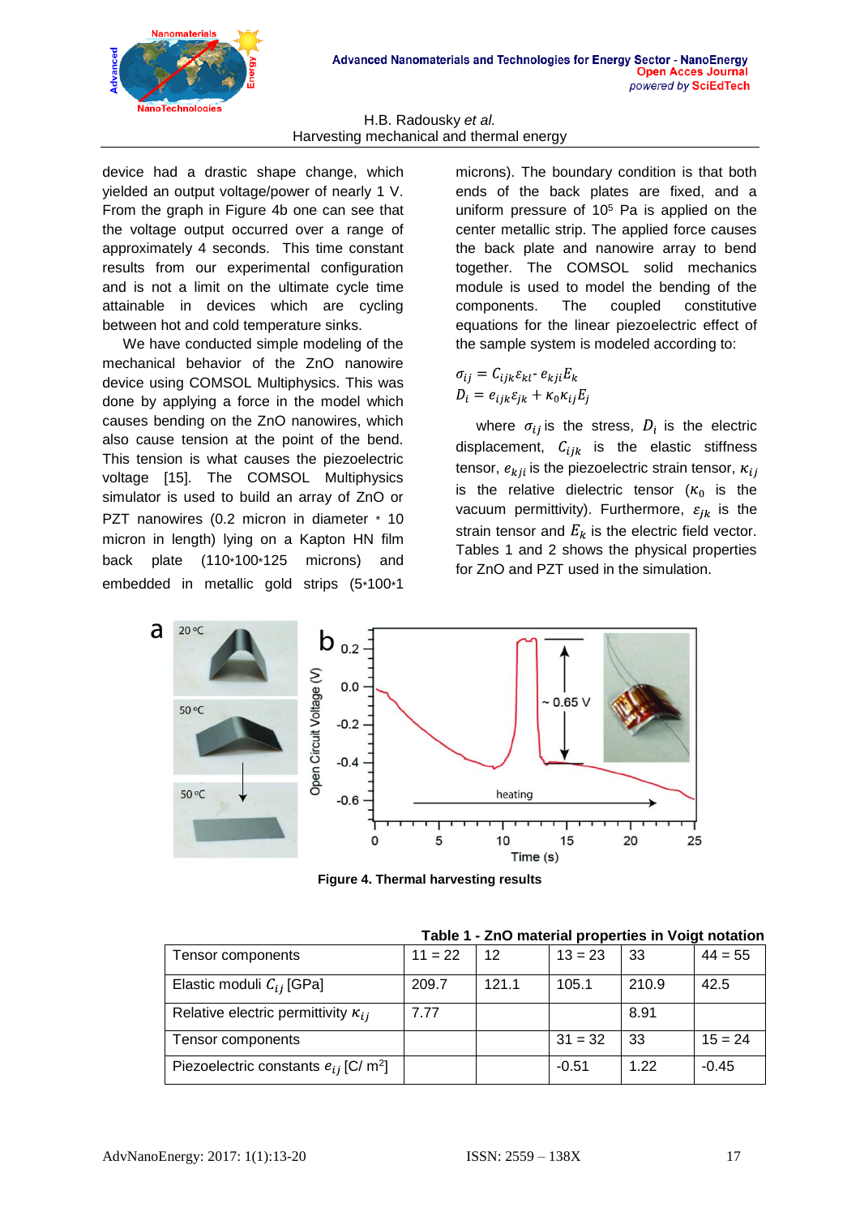device had a drastic shape change, which yielded an output voltage/power of nearly 1 V. From the graph in Figure 4b one can see that the voltage output occurred over a range of approximately 4 seconds. This time constant results from our experimental configuration and is not a limit on the ultimate cycle time attainable in devices which are cycling between hot and cold temperature sinks.

We have conducted simple modeling of the mechanical behavior of the ZnO nanowire device using COMSOL Multiphysics. This was done by applying a force in the model which causes bending on the ZnO nanowires, which also cause tension at the point of the bend. This tension is what causes the piezoelectric voltage [15]. The COMSOL Multiphysics simulator is used to build an array of ZnO or PZT nanowires (0.2 micron in diameter * 10 micron in length) lying on a Kapton HN film back plate (110*100*125 microns) and embedded in metallic gold strips (5*100*1 microns). The boundary condition is that both ends of the back plates are fixed, and a uniform pressure of $10^5$ Pa is applied on the center metallic strip. The applied force causes the back plate and nanowire array to bend together. The COMSOL solid mechanics module is used to model the bending of the components. The coupled constitutive equations for the linear piezoelectric effect of the sample system is modeled according to:

$$\sigma_{ij} = C_{ijk}\varepsilon_{kl} - e_{kji}E_k$$
$$D_i = e_{ijk}\varepsilon_{jk} + \kappa_0\kappa_{ij}E_j$$

where $\sigma_{ij}$ is the stress, $D_i$ is the electric displacement, $C_{ijk}$ is the elastic stiffness tensor, $e_{kji}$ is the piezoelectric strain tensor, $\kappa_{ij}$ is the relative dielectric tensor ($\kappa_0$ is the vacuum permittivity). Furthermore, $\varepsilon_{jk}$ is the strain tensor and $E_k$ is the electric field vector. Tables 1 and 2 shows the physical properties for ZnO and PZT used in the simulation.

**Figure 4. Thermal harvesting results**

**Table 1 - ZnO material properties in Voigt notation**

| Tensor components | 11 = 22 | 12 | 13 = 23 | 33 | 44 = 55 |
|---|---|---|---|---|---|
| Elastic moduli $C_{ij}$ [GPa] | 209.7 | 121.1 | 105.1 | 210.9 | 42.5 |
| Relative electric permittivity $\kappa_{ij}$ | 7.77 | | | 8.91 | |
| Tensor components | | | 31 = 32 | 33 | 15 = 24 |
| Piezoelectric constants $e_{ij}$ [C/ m$^2$] | | | -0.51 | 1.22 | -0.45 |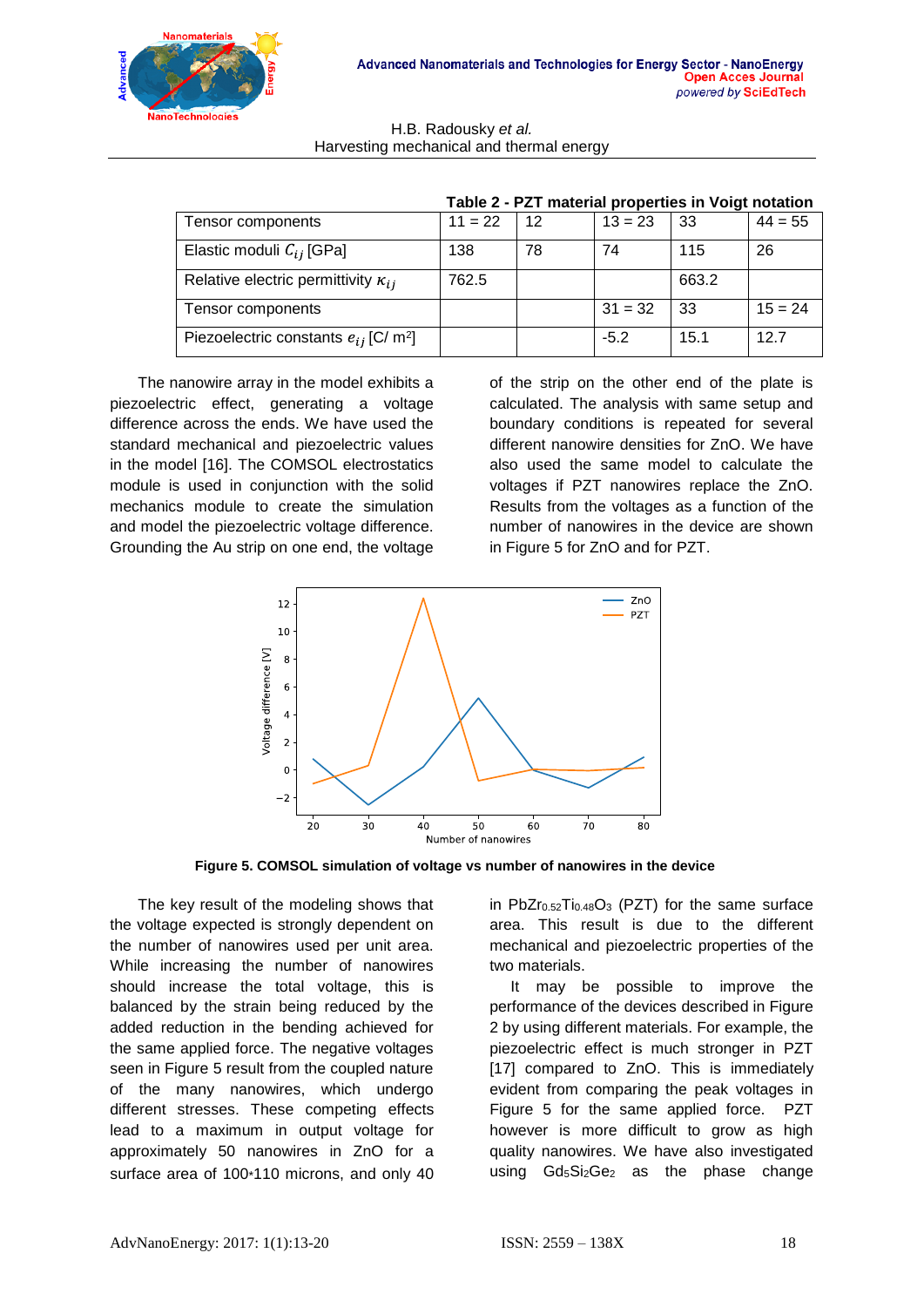**Table 2 - PZT material properties in Voigt notation**

| Tensor components | 11 = 22 | 12 | 13 = 23 | 33 | 44 = 55 |
|---|---|---|---|---|---|
| Elastic moduli $C_{ij}$ [GPa] | 138 | 78 | 74 | 115 | 26 |
| Relative electric permittivity $\kappa_{ij}$ | 762.5 | | | 663.2 | |
| Tensor components | | | 31 = 32 | 33 | 15 = 24 |
| Piezoelectric constants $e_{ij}$ [C/ m$^2$] | | | -5.2 | 15.1 | 12.7 |

The nanowire array in the model exhibits a piezoelectric effect, generating a voltage difference across the ends. We have used the standard mechanical and piezoelectric values in the model [16]. The COMSOL electrostatics module is used in conjunction with the solid mechanics module to create the simulation and model the piezoelectric voltage difference. Grounding the Au strip on one end, the voltage of the strip on the other end of the plate is calculated. The analysis with same setup and boundary conditions is repeated for several different nanowire densities for ZnO. We have also used the same model to calculate the voltages if PZT nanowires replace the ZnO. Results from the voltages as a function of the number of nanowires in the device are shown in Figure 5 for ZnO and for PZT.

**Figure 5. COMSOL simulation of voltage vs number of nanowires in the device**

The key result of the modeling shows that the voltage expected is strongly dependent on the number of nanowires used per unit area. While increasing the number of nanowires should increase the total voltage, this is balanced by the strain being reduced by the added reduction in the bending achieved for the same applied force. The negative voltages seen in Figure 5 result from the coupled nature of the many nanowires, which undergo different stresses. These competing effects lead to a maximum in output voltage for approximately 50 nanowires in ZnO for a surface area of 100*110 microns, and only 40 in $PbZr_{0.52}Ti_{0.48}O_3$ (PZT) for the same surface area. This result is due to the different mechanical and piezoelectric properties of the two materials.

It may be possible to improve the performance of the devices described in Figure 2 by using different materials. For example, the piezoelectric effect is much stronger in PZT [17] compared to ZnO. This is immediately evident from comparing the peak voltages in Figure 5 for the same applied force. PZT however is more difficult to grow as high quality nanowires. We have also investigated using $Gd_5Si_2Ge_2$ as the phase change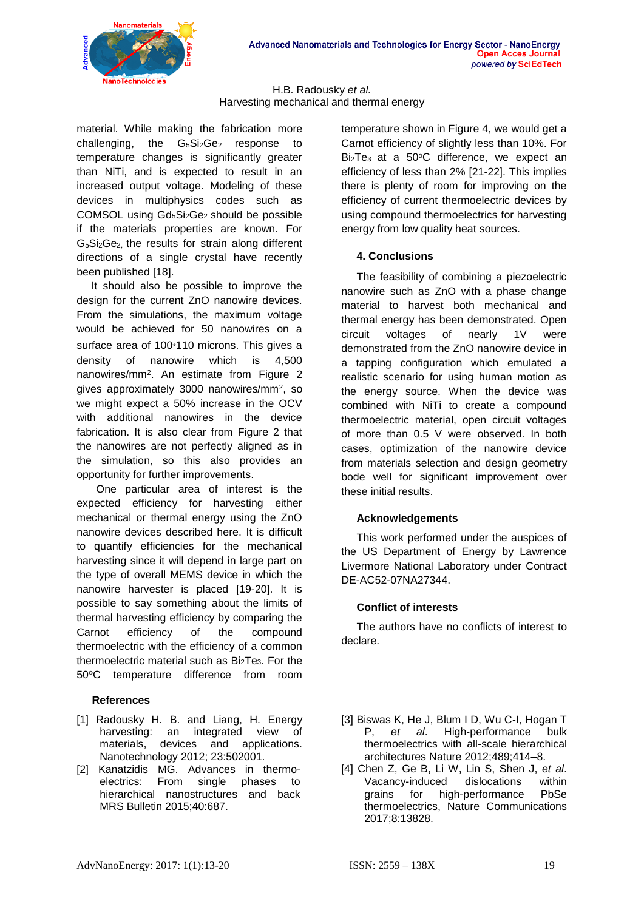material. While making the fabrication more challenging, the $G_5Si_2Ge_2$ response to temperature changes is significantly greater than NiTi, and is expected to result in an increased output voltage. Modeling of these devices in multiphysics codes such as COMSOL using $Gd_5Si_2Ge_2$ should be possible if the materials properties are known. For $G_5Si_2Ge_2$, the results for strain along different directions of a single crystal have recently been published [18].

It should also be possible to improve the design for the current ZnO nanowire devices. From the simulations, the maximum voltage would be achieved for 50 nanowires on a surface area of 100*110 microns. This gives a density of nanowire which is 4,500 nanowires/mm$^2$. An estimate from Figure 2 gives approximately 3000 nanowires/mm$^2$, so we might expect a 50% increase in the OCV with additional nanowires in the device fabrication. It is also clear from Figure 2 that the nanowires are not perfectly aligned as in the simulation, so this also provides an opportunity for further improvements.

One particular area of interest is the expected efficiency for harvesting either mechanical or thermal energy using the ZnO nanowire devices described here. It is difficult to quantify efficiencies for the mechanical harvesting since it will depend in large part on the type of overall MEMS device in which the nanowire harvester is placed [19-20]. It is possible to say something about the limits of thermal harvesting efficiency by comparing the Carnot efficiency of the compound thermoelectric with the efficiency of a common thermoelectric material such as $Bi_2Te_3$. For the 50°C temperature difference from room temperature shown in Figure 4, we would get a Carnot efficiency of slightly less than 10%. For $Bi_2Te_3$ at a 50°C difference, we expect an efficiency of less than 2% [21-22]. This implies there is plenty of room for improving on the efficiency of current thermoelectric devices by using compound thermoelectrics for harvesting energy from low quality heat sources.

## 4. Conclusions

The feasibility of combining a piezoelectric nanowire such as ZnO with a phase change material to harvest both mechanical and thermal energy has been demonstrated. Open circuit voltages of nearly 1V were demonstrated from the ZnO nanowire device in a tapping configuration which emulated a realistic scenario for using human motion as the energy source. When the device was combined with NiTi to create a compound thermoelectric material, open circuit voltages of more than 0.5 V were observed. In both cases, optimization of the nanowire device from materials selection and design geometry bode well for significant improvement over these initial results.

### Acknowledgements

This work performed under the auspices of the US Department of Energy by Lawrence Livermore National Laboratory under Contract DE-AC52-07NA27344.

### Conflict of interests

The authors have no conflicts of interest to declare.

### References

[1] Radousky H. B. and Liang, H. Energy harvesting: an integrated view of materials, devices and applications. Nanotechnology 2012; 23:502001.

[2] Kanatzidis MG. Advances in thermo-electrics: From single phases to hierarchical nanostructures and back MRS Bulletin 2015;40:687.

[3] Biswas K, He J, Blum I D, Wu C-I, Hogan T P, *et al*. High-performance bulk thermoelectrics with all-scale hierarchical architectures Nature 2012;489;414–8.

[4] Chen Z, Ge B, Li W, Lin S, Shen J, *et al*. Vacancy-induced dislocations within grains for high-performance PbSe thermoelectrics, Nature Communications 2017;8:13828.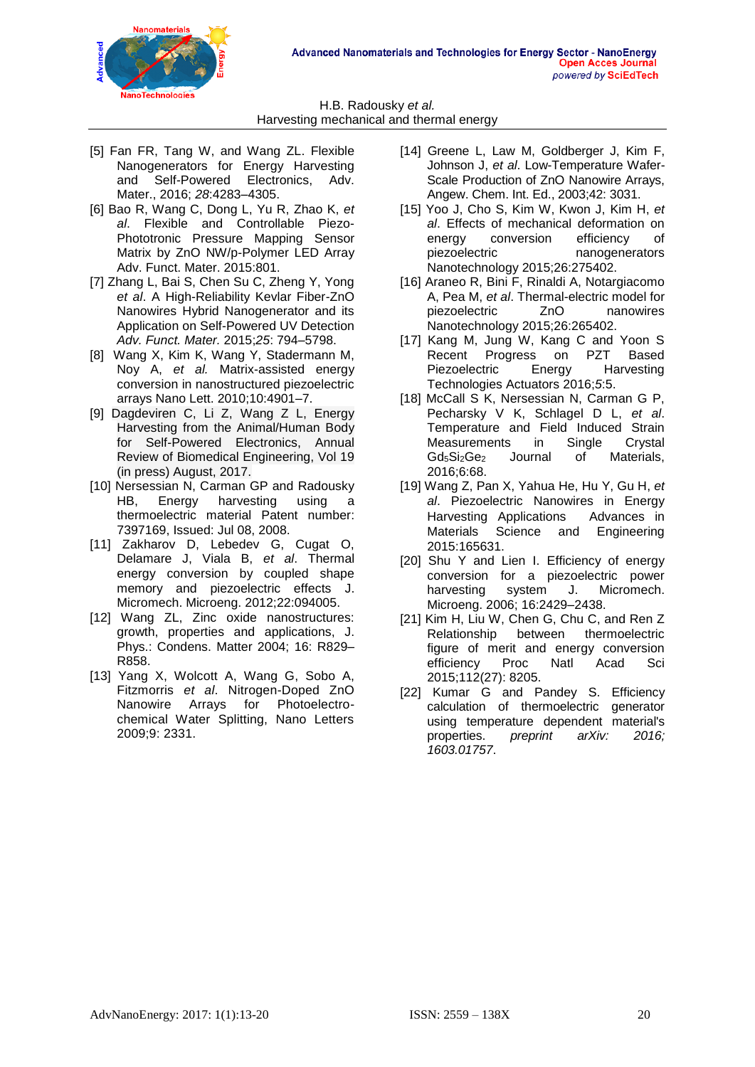[5] Fan FR, Tang W, and Wang ZL. Flexible Nanogenerators for Energy Harvesting and Self-Powered Electronics, Adv. Mater., 2016; *28*:4283–4305.

[6] Bao R, Wang C, Dong L, Yu R, Zhao K, *et al*. Flexible and Controllable Piezo-Phototronic Pressure Mapping Sensor Matrix by ZnO NW/p-Polymer LED Array Adv. Funct. Mater. 2015:801.

[7] Zhang L, Bai S, Chen Su C, Zheng Y, Yong *et al*. A High-Reliability Kevlar Fiber-ZnO Nanowires Hybrid Nanogenerator and its Application on Self-Powered UV Detection *Adv. Funct. Mater.* 2015;*25*: 794–5798.

[8] Wang X, Kim K, Wang Y, Stadermann M, Noy A, *et al.* Matrix-assisted energy conversion in nanostructured piezoelectric arrays Nano Lett. 2010;10:4901–7.

[9] Dagdeviren C, Li Z, Wang Z L, Energy Harvesting from the Animal/Human Body for Self-Powered Electronics, Annual Review of Biomedical Engineering, Vol 19 (in press) August, 2017.

[10] Nersessian N, Carman GP and Radousky HB, Energy harvesting using a thermoelectric material Patent number: 7397169, Issued: Jul 08, 2008.

[11] Zakharov D, Lebedev G, Cugat O, Delamare J, Viala B, *et al*. Thermal energy conversion by coupled shape memory and piezoelectric effects J. Micromech. Microeng. 2012;22:094005.

[12] Wang ZL, Zinc oxide nanostructures: growth, properties and applications, J. Phys.: Condens. Matter 2004; 16: R829–R858.

[13] Yang X, Wolcott A, Wang G, Sobo A, Fitzmorris *et al*. Nitrogen-Doped ZnO Nanowire Arrays for Photoelectro-chemical Water Splitting, Nano Letters 2009;9: 2331.

[14] Greene L, Law M, Goldberger J, Kim F, Johnson J, *et al*. Low-Temperature Wafer-Scale Production of ZnO Nanowire Arrays, Angew. Chem. Int. Ed., 2003;42: 3031.

[15] Yoo J, Cho S, Kim W, Kwon J, Kim H, *et al*. Effects of mechanical deformation on energy conversion efficiency of piezoelectric nanogenerators Nanotechnology 2015;26:275402.

[16] Araneo R, Bini F, Rinaldi A, Notargiacomo A, Pea M, *et al*. Thermal-electric model for piezoelectric ZnO nanowires Nanotechnology 2015;26:265402.

[17] Kang M, Jung W, Kang C and Yoon S Recent Progress on PZT Based Piezoelectric Energy Harvesting Technologies Actuators 2016;*5*:5.

[18] McCall S K, Nersessian N, Carman G P, Pecharsky V K, Schlagel D L, *et al*. Temperature and Field Induced Strain Measurements in Single Crystal $Gd_5Si_2Ge_2$ Journal of Materials, 2016;6:68.

[19] Wang Z, Pan X, Yahua He, Hu Y, Gu H, *et al*. Piezoelectric Nanowires in Energy Harvesting Applications Advances in Materials Science and Engineering 2015:165631.

[20] Shu Y and Lien I. Efficiency of energy conversion for a piezoelectric power harvesting system J. Micromech. Microeng. 2006; 16:2429–2438.

[21] Kim H, Liu W, Chen G, Chu C, and Ren Z Relationship between thermoelectric figure of merit and energy conversion efficiency Proc Natl Acad Sci 2015;112(27): 8205.

[22] Kumar G and Pandey S. Efficiency calculation of thermoelectric generator using temperature dependent material's properties. *preprint arXiv: 2016; 1603.01757*.